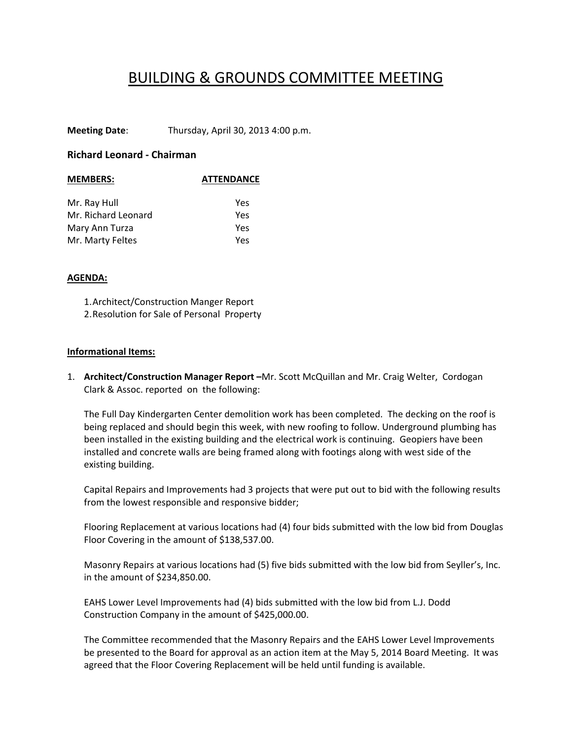# BUILDING & GROUNDS COMMITTEE MEETING

**Meeting Date**: Thursday, April 30, 2013 4:00 p.m.

### Richard Leonard - Chairman

| **MEMBERS:** | **ATTENDANCE** |
|---|---|
| Mr. Ray Hull | Yes |
| Mr. Richard Leonard | Yes |
| Mary Ann Turza | Yes |
| Mr. Marty Feltes | Yes |

**AGENDA:**

1. Architect/Construction Manger Report
2. Resolution for Sale of Personal Property

**Informational Items:**

1. **Architect/Construction Manager Report –**Mr. Scott McQuillan and Mr. Craig Welter, Cordogan Clark & Assoc. reported on the following:

   The Full Day Kindergarten Center demolition work has been completed. The decking on the roof is being replaced and should begin this week, with new roofing to follow. Underground plumbing has been installed in the existing building and the electrical work is continuing. Geopiers have been installed and concrete walls are being framed along with footings along with west side of the existing building.

   Capital Repairs and Improvements had 3 projects that were put out to bid with the following results from the lowest responsible and responsive bidder;

   Flooring Replacement at various locations had (4) four bids submitted with the low bid from Douglas Floor Covering in the amount of $138,537.00.

   Masonry Repairs at various locations had (5) five bids submitted with the low bid from Seyller's, Inc. in the amount of $234,850.00.

   EAHS Lower Level Improvements had (4) bids submitted with the low bid from L.J. Dodd Construction Company in the amount of $425,000.00.

   The Committee recommended that the Masonry Repairs and the EAHS Lower Level Improvements be presented to the Board for approval as an action item at the May 5, 2014 Board Meeting. It was agreed that the Floor Covering Replacement will be held until funding is available.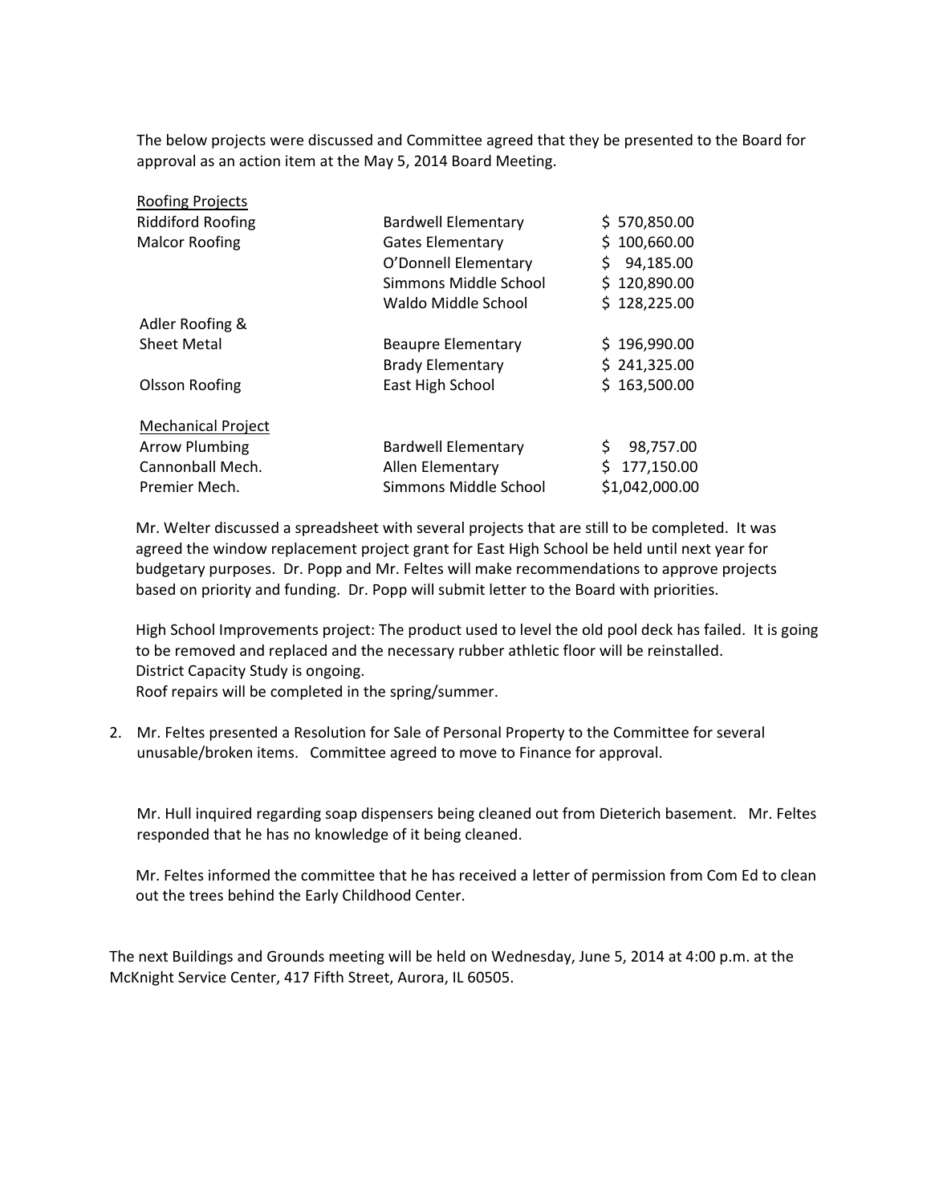The below projects were discussed and Committee agreed that they be presented to the Board for approval as an action item at the May 5, 2014 Board Meeting.

| | | |
|---|---|---|
| Roofing Projects | | |
| Riddiford Roofing | Bardwell Elementary | $ 570,850.00 |
| Malcor Roofing | Gates Elementary | $ 100,660.00 |
| | O'Donnell Elementary | $ 94,185.00 |
| | Simmons Middle School | $ 120,890.00 |
| | Waldo Middle School | $ 128,225.00 |
| Adler Roofing & Sheet Metal | Beaupre Elementary | $ 196,990.00 |
| | Brady Elementary | $ 241,325.00 |
| Olsson Roofing | East High School | $ 163,500.00 |
| Mechanical Project | | |
| Arrow Plumbing | Bardwell Elementary | $ 98,757.00 |
| Cannonball Mech. | Allen Elementary | $ 177,150.00 |
| Premier Mech. | Simmons Middle School | $1,042,000.00 |

Mr. Welter discussed a spreadsheet with several projects that are still to be completed. It was agreed the window replacement project grant for East High School be held until next year for budgetary purposes. Dr. Popp and Mr. Feltes will make recommendations to approve projects based on priority and funding. Dr. Popp will submit letter to the Board with priorities.

High School Improvements project: The product used to level the old pool deck has failed. It is going to be removed and replaced and the necessary rubber athletic floor will be reinstalled.
District Capacity Study is ongoing.
Roof repairs will be completed in the spring/summer.

2. Mr. Feltes presented a Resolution for Sale of Personal Property to the Committee for several unusable/broken items. Committee agreed to move to Finance for approval.

   Mr. Hull inquired regarding soap dispensers being cleaned out from Dieterich basement. Mr. Feltes responded that he has no knowledge of it being cleaned.

   Mr. Feltes informed the committee that he has received a letter of permission from Com Ed to clean out the trees behind the Early Childhood Center.

The next Buildings and Grounds meeting will be held on Wednesday, June 5, 2014 at 4:00 p.m. at the McKnight Service Center, 417 Fifth Street, Aurora, IL 60505.